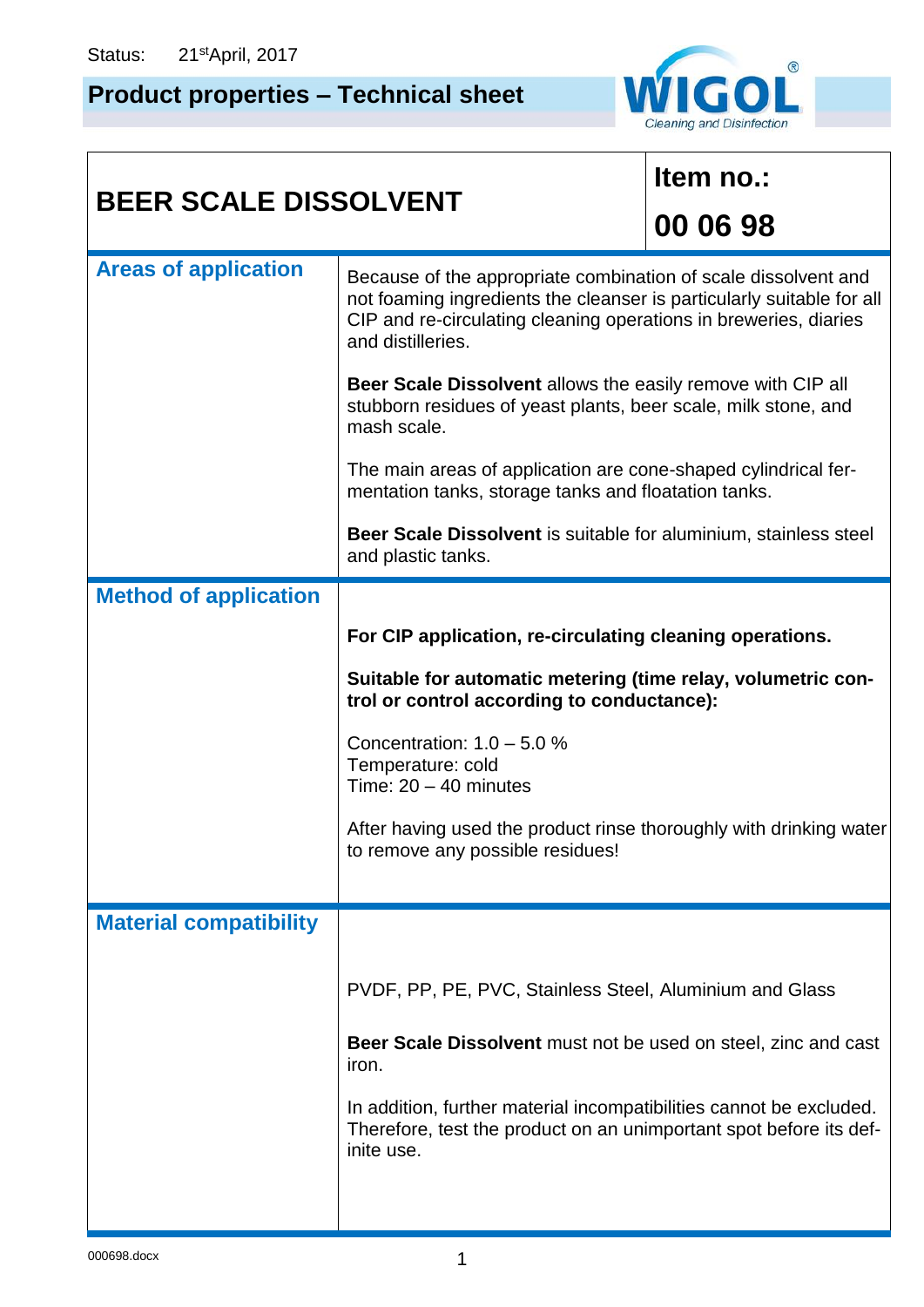Status: 21st April, 2017

# Product properties – Technical sheet

WIGOL® Cleaning and Disinfection

| BEER SCALE DISSOLVENT | Item no.: 00 06 98 |
|---|---|

## Areas of application

Because of the appropriate combination of scale dissolvent and not foaming ingredients the cleanser is particularly suitable for all CIP and re-circulating cleaning operations in breweries, diaries and distilleries.

**Beer Scale Dissolvent** allows the easily remove with CIP all stubborn residues of yeast plants, beer scale, milk stone, and mash scale.

The main areas of application are cone-shaped cylindrical fermentation tanks, storage tanks and floatation tanks.

**Beer Scale Dissolvent** is suitable for aluminium, stainless steel and plastic tanks.

## Method of application

**For CIP application, re-circulating cleaning operations.**

**Suitable for automatic metering (time relay, volumetric control or control according to conductance):**

Concentration: 1.0 – 5.0 %
Temperature: cold
Time: 20 – 40 minutes

After having used the product rinse thoroughly with drinking water to remove any possible residues!

## Material compatibility

PVDF, PP, PE, PVC, Stainless Steel, Aluminium and Glass

**Beer Scale Dissolvent** must not be used on steel, zinc and cast iron.

In addition, further material incompatibilities cannot be excluded. Therefore, test the product on an unimportant spot before its definite use.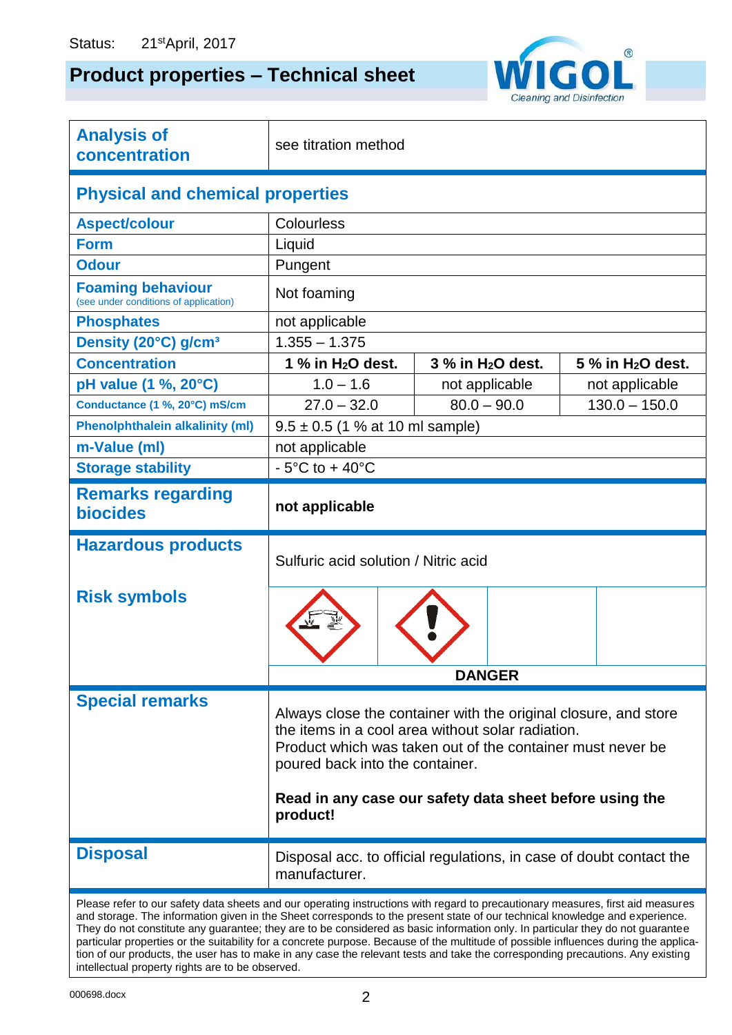Status: 21st April, 2017

# Product properties – Technical sheet

WIGOL® Cleaning and Disinfection

| | | | |
|---|---|---|---|
| **Analysis of concentration** | see titration method | | |
| **Physical and chemical properties** | | | |
| **Aspect/colour** | Colourless | | |
| **Form** | Liquid | | |
| **Odour** | Pungent | | |
| **Foaming behaviour** (see under conditions of application) | Not foaming | | |
| **Phosphates** | not applicable | | |
| **Density (20°C) g/cm³** | 1.355 – 1.375 | | |
| **Concentration** | **1 % in $H_2O$ dest.** | **3 % in $H_2O$ dest.** | **5 % in $H_2O$ dest.** |
| **pH value (1 %, 20°C)** | 1.0 – 1.6 | not applicable | not applicable |
| **Conductance (1 %, 20°C) mS/cm** | 27.0 – 32.0 | 80.0 – 90.0 | 130.0 – 150.0 |
| **Phenolphthalein alkalinity (ml)** | 9.5 ± 0.5 (1 % at 10 ml sample) | | |
| **m-Value (ml)** | not applicable | | |
| **Storage stability** | - 5°C to + 40°C | | |
| **Remarks regarding biocides** | **not applicable** | | |
| **Hazardous products** | Sulfuric acid solution / Nitric acid | | |
| **Risk symbols** | **DANGER** | | |
| **Special remarks** | Always close the container with the original closure, and store the items in a cool area without solar radiation. Product which was taken out of the container must never be poured back into the container. **Read in any case our safety data sheet before using the product!** | | |
| **Disposal** | Disposal acc. to official regulations, in case of doubt contact the manufacturer. | | |

Please refer to our safety data sheets and our operating instructions with regard to precautionary measures, first aid measures and storage. The information given in the Sheet corresponds to the present state of our technical knowledge and experience. They do not constitute any guarantee; they are to be considered as basic information only. In particular they do not guarantee particular properties or the suitability for a concrete purpose. Because of the multitude of possible influences during the application of our products, the user has to make in any case the relevant tests and take the corresponding precautions. Any existing intellectual property rights are to be observed.

000698.docx